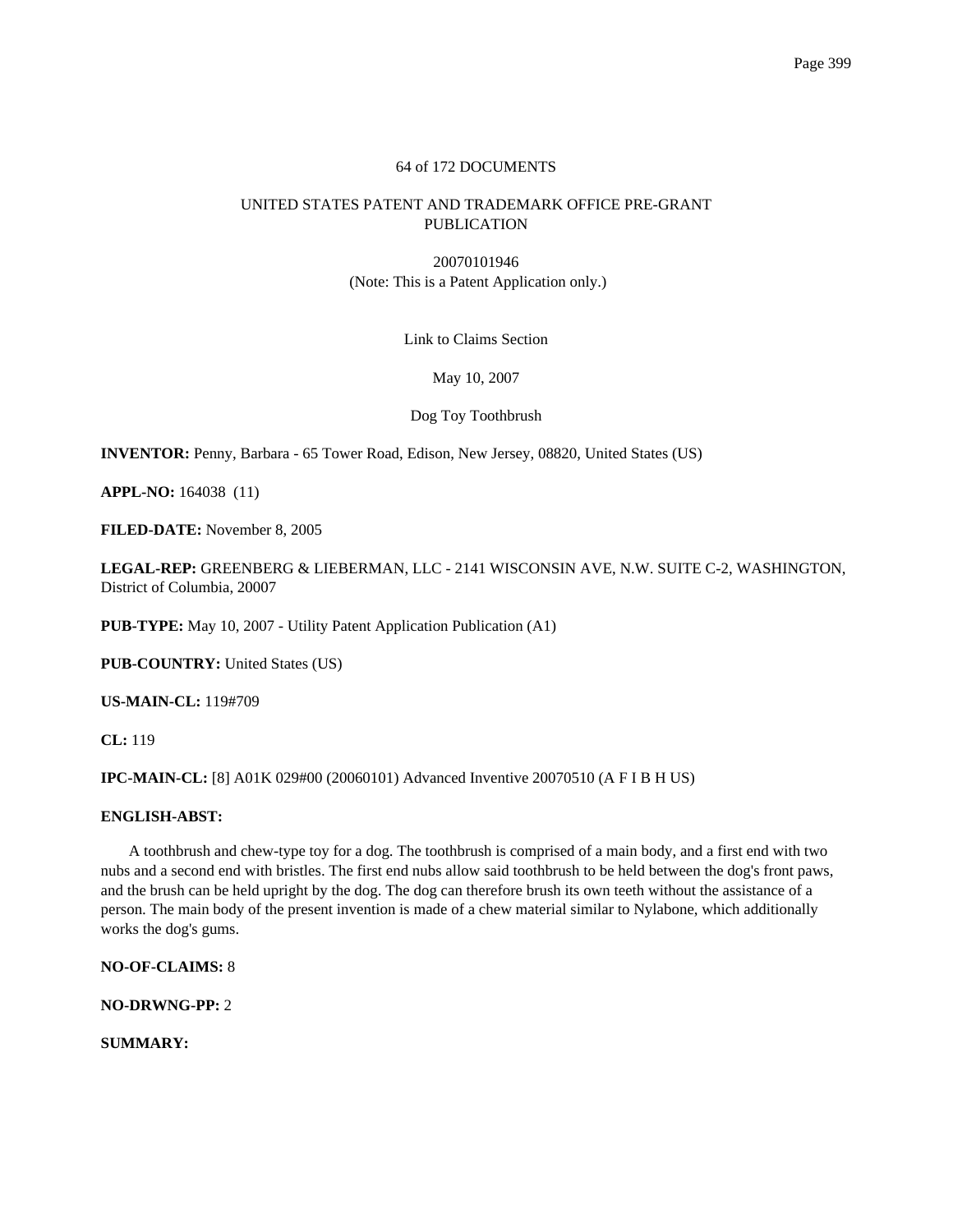64 of 172 DOCUMENTS

UNITED STATES PATENT AND TRADEMARK OFFICE PRE-GRANT PUBLICATION

20070101946
(Note: This is a Patent Application only.)

Link to Claims Section

May 10, 2007

Dog Toy Toothbrush

**INVENTOR:** Penny, Barbara - 65 Tower Road, Edison, New Jersey, 08820, United States (US)

**APPL-NO:** 164038 (11)

**FILED-DATE:** November 8, 2005

**LEGAL-REP:** GREENBERG & LIEBERMAN, LLC - 2141 WISCONSIN AVE, N.W. SUITE C-2, WASHINGTON, District of Columbia, 20007

**PUB-TYPE:** May 10, 2007 - Utility Patent Application Publication (A1)

**PUB-COUNTRY:** United States (US)

**US-MAIN-CL:** 119#709

**CL:** 119

**IPC-MAIN-CL:** [8] A01K 029#00 (20060101) Advanced Inventive 20070510 (A F I B H US)

**ENGLISH-ABST:**

A toothbrush and chew-type toy for a dog. The toothbrush is comprised of a main body, and a first end with two nubs and a second end with bristles. The first end nubs allow said toothbrush to be held between the dog's front paws, and the brush can be held upright by the dog. The dog can therefore brush its own teeth without the assistance of a person. The main body of the present invention is made of a chew material similar to Nylabone, which additionally works the dog's gums.

**NO-OF-CLAIMS:** 8

**NO-DRWNG-PP:** 2

**SUMMARY:**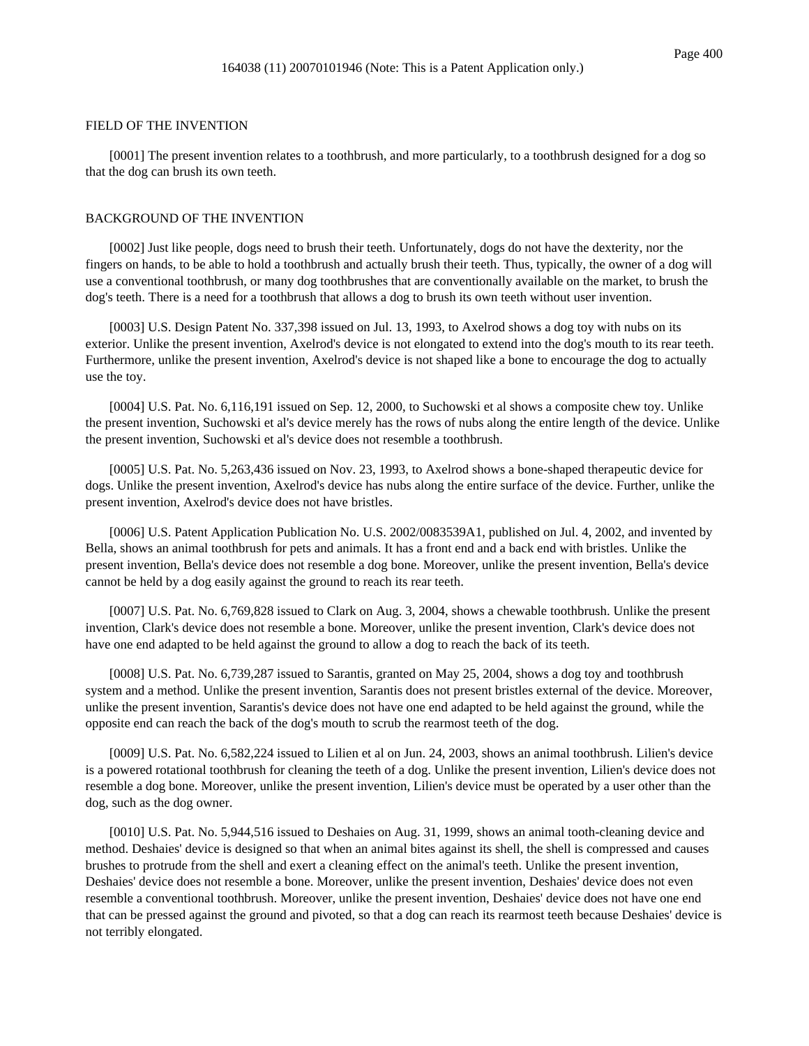FIELD OF THE INVENTION

[0001] The present invention relates to a toothbrush, and more particularly, to a toothbrush designed for a dog so that the dog can brush its own teeth.

BACKGROUND OF THE INVENTION

[0002] Just like people, dogs need to brush their teeth. Unfortunately, dogs do not have the dexterity, nor the fingers on hands, to be able to hold a toothbrush and actually brush their teeth. Thus, typically, the owner of a dog will use a conventional toothbrush, or many dog toothbrushes that are conventionally available on the market, to brush the dog's teeth. There is a need for a toothbrush that allows a dog to brush its own teeth without user invention.

[0003] U.S. Design Patent No. 337,398 issued on Jul. 13, 1993, to Axelrod shows a dog toy with nubs on its exterior. Unlike the present invention, Axelrod's device is not elongated to extend into the dog's mouth to its rear teeth. Furthermore, unlike the present invention, Axelrod's device is not shaped like a bone to encourage the dog to actually use the toy.

[0004] U.S. Pat. No. 6,116,191 issued on Sep. 12, 2000, to Suchowski et al shows a composite chew toy. Unlike the present invention, Suchowski et al's device merely has the rows of nubs along the entire length of the device. Unlike the present invention, Suchowski et al's device does not resemble a toothbrush.

[0005] U.S. Pat. No. 5,263,436 issued on Nov. 23, 1993, to Axelrod shows a bone-shaped therapeutic device for dogs. Unlike the present invention, Axelrod's device has nubs along the entire surface of the device. Further, unlike the present invention, Axelrod's device does not have bristles.

[0006] U.S. Patent Application Publication No. U.S. 2002/0083539A1, published on Jul. 4, 2002, and invented by Bella, shows an animal toothbrush for pets and animals. It has a front end and a back end with bristles. Unlike the present invention, Bella's device does not resemble a dog bone. Moreover, unlike the present invention, Bella's device cannot be held by a dog easily against the ground to reach its rear teeth.

[0007] U.S. Pat. No. 6,769,828 issued to Clark on Aug. 3, 2004, shows a chewable toothbrush. Unlike the present invention, Clark's device does not resemble a bone. Moreover, unlike the present invention, Clark's device does not have one end adapted to be held against the ground to allow a dog to reach the back of its teeth.

[0008] U.S. Pat. No. 6,739,287 issued to Sarantis, granted on May 25, 2004, shows a dog toy and toothbrush system and a method. Unlike the present invention, Sarantis does not present bristles external of the device. Moreover, unlike the present invention, Sarantis's device does not have one end adapted to be held against the ground, while the opposite end can reach the back of the dog's mouth to scrub the rearmost teeth of the dog.

[0009] U.S. Pat. No. 6,582,224 issued to Lilien et al on Jun. 24, 2003, shows an animal toothbrush. Lilien's device is a powered rotational toothbrush for cleaning the teeth of a dog. Unlike the present invention, Lilien's device does not resemble a dog bone. Moreover, unlike the present invention, Lilien's device must be operated by a user other than the dog, such as the dog owner.

[0010] U.S. Pat. No. 5,944,516 issued to Deshaies on Aug. 31, 1999, shows an animal tooth-cleaning device and method. Deshaies' device is designed so that when an animal bites against its shell, the shell is compressed and causes brushes to protrude from the shell and exert a cleaning effect on the animal's teeth. Unlike the present invention, Deshaies' device does not resemble a bone. Moreover, unlike the present invention, Deshaies' device does not even resemble a conventional toothbrush. Moreover, unlike the present invention, Deshaies' device does not have one end that can be pressed against the ground and pivoted, so that a dog can reach its rearmost teeth because Deshaies' device is not terribly elongated.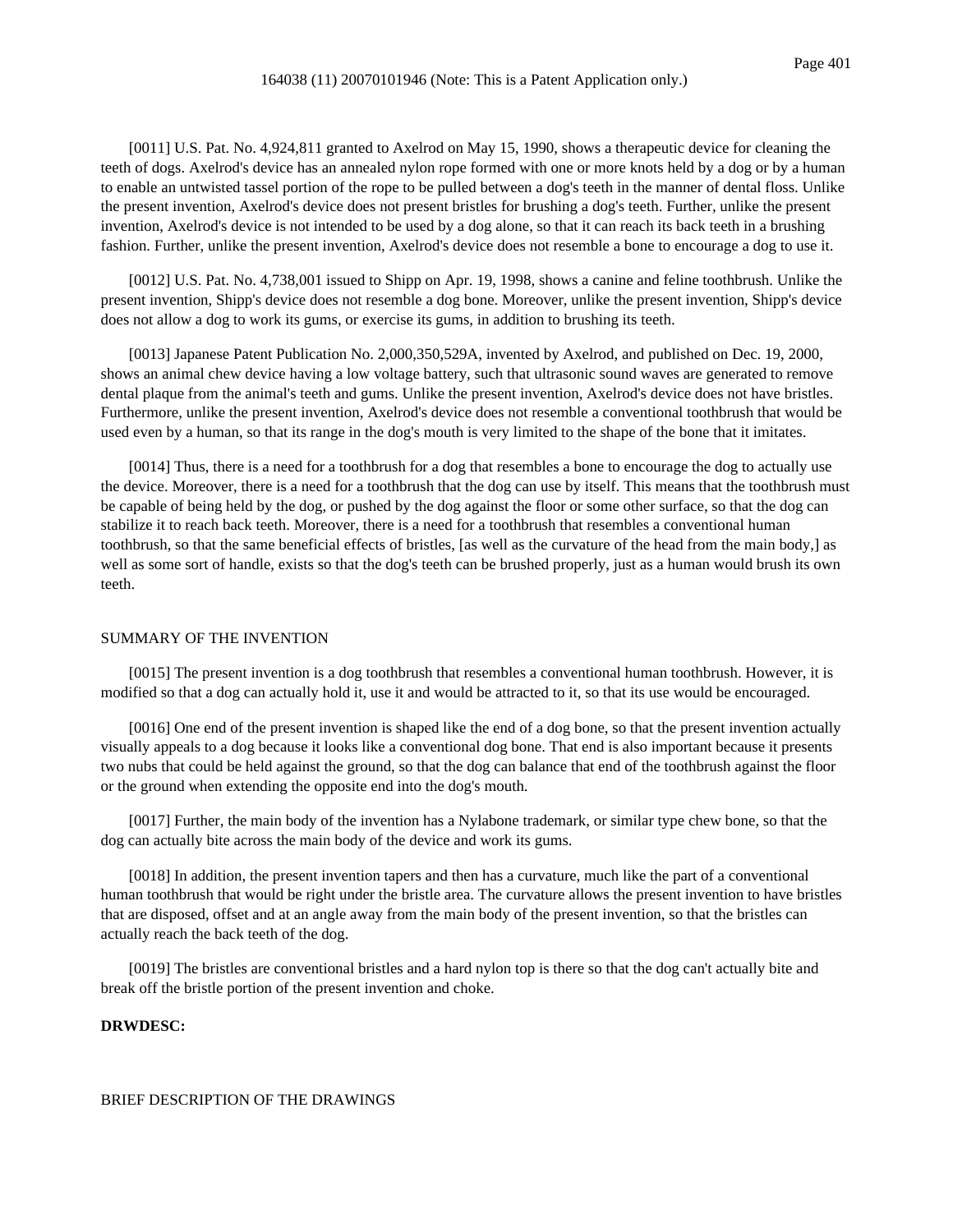[0011] U.S. Pat. No. 4,924,811 granted to Axelrod on May 15, 1990, shows a therapeutic device for cleaning the teeth of dogs. Axelrod's device has an annealed nylon rope formed with one or more knots held by a dog or by a human to enable an untwisted tassel portion of the rope to be pulled between a dog's teeth in the manner of dental floss. Unlike the present invention, Axelrod's device does not present bristles for brushing a dog's teeth. Further, unlike the present invention, Axelrod's device is not intended to be used by a dog alone, so that it can reach its back teeth in a brushing fashion. Further, unlike the present invention, Axelrod's device does not resemble a bone to encourage a dog to use it.

[0012] U.S. Pat. No. 4,738,001 issued to Shipp on Apr. 19, 1998, shows a canine and feline toothbrush. Unlike the present invention, Shipp's device does not resemble a dog bone. Moreover, unlike the present invention, Shipp's device does not allow a dog to work its gums, or exercise its gums, in addition to brushing its teeth.

[0013] Japanese Patent Publication No. 2,000,350,529A, invented by Axelrod, and published on Dec. 19, 2000, shows an animal chew device having a low voltage battery, such that ultrasonic sound waves are generated to remove dental plaque from the animal's teeth and gums. Unlike the present invention, Axelrod's device does not have bristles. Furthermore, unlike the present invention, Axelrod's device does not resemble a conventional toothbrush that would be used even by a human, so that its range in the dog's mouth is very limited to the shape of the bone that it imitates.

[0014] Thus, there is a need for a toothbrush for a dog that resembles a bone to encourage the dog to actually use the device. Moreover, there is a need for a toothbrush that the dog can use by itself. This means that the toothbrush must be capable of being held by the dog, or pushed by the dog against the floor or some other surface, so that the dog can stabilize it to reach back teeth. Moreover, there is a need for a toothbrush that resembles a conventional human toothbrush, so that the same beneficial effects of bristles, [as well as the curvature of the head from the main body,] as well as some sort of handle, exists so that the dog's teeth can be brushed properly, just as a human would brush its own teeth.

SUMMARY OF THE INVENTION

[0015] The present invention is a dog toothbrush that resembles a conventional human toothbrush. However, it is modified so that a dog can actually hold it, use it and would be attracted to it, so that its use would be encouraged.

[0016] One end of the present invention is shaped like the end of a dog bone, so that the present invention actually visually appeals to a dog because it looks like a conventional dog bone. That end is also important because it presents two nubs that could be held against the ground, so that the dog can balance that end of the toothbrush against the floor or the ground when extending the opposite end into the dog's mouth.

[0017] Further, the main body of the invention has a Nylabone trademark, or similar type chew bone, so that the dog can actually bite across the main body of the device and work its gums.

[0018] In addition, the present invention tapers and then has a curvature, much like the part of a conventional human toothbrush that would be right under the bristle area. The curvature allows the present invention to have bristles that are disposed, offset and at an angle away from the main body of the present invention, so that the bristles can actually reach the back teeth of the dog.

[0019] The bristles are conventional bristles and a hard nylon top is there so that the dog can't actually bite and break off the bristle portion of the present invention and choke.

**DRWDESC:**

BRIEF DESCRIPTION OF THE DRAWINGS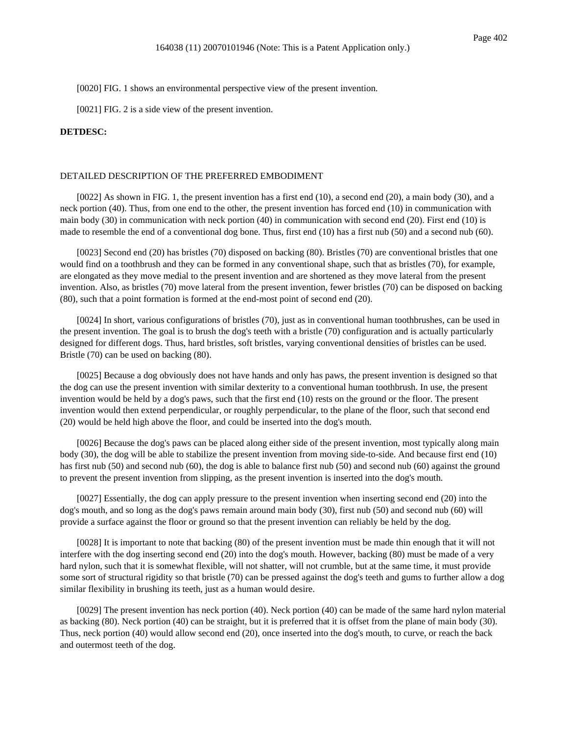[0020] FIG. 1 shows an environmental perspective view of the present invention.

[0021] FIG. 2 is a side view of the present invention.

**DETDESC:**

DETAILED DESCRIPTION OF THE PREFERRED EMBODIMENT

[0022] As shown in FIG. 1, the present invention has a first end (10), a second end (20), a main body (30), and a neck portion (40). Thus, from one end to the other, the present invention has forced end (10) in communication with main body (30) in communication with neck portion (40) in communication with second end (20). First end (10) is made to resemble the end of a conventional dog bone. Thus, first end (10) has a first nub (50) and a second nub (60).

[0023] Second end (20) has bristles (70) disposed on backing (80). Bristles (70) are conventional bristles that one would find on a toothbrush and they can be formed in any conventional shape, such that as bristles (70), for example, are elongated as they move medial to the present invention and are shortened as they move lateral from the present invention. Also, as bristles (70) move lateral from the present invention, fewer bristles (70) can be disposed on backing (80), such that a point formation is formed at the end-most point of second end (20).

[0024] In short, various configurations of bristles (70), just as in conventional human toothbrushes, can be used in the present invention. The goal is to brush the dog's teeth with a bristle (70) configuration and is actually particularly designed for different dogs. Thus, hard bristles, soft bristles, varying conventional densities of bristles can be used. Bristle (70) can be used on backing (80).

[0025] Because a dog obviously does not have hands and only has paws, the present invention is designed so that the dog can use the present invention with similar dexterity to a conventional human toothbrush. In use, the present invention would be held by a dog's paws, such that the first end (10) rests on the ground or the floor. The present invention would then extend perpendicular, or roughly perpendicular, to the plane of the floor, such that second end (20) would be held high above the floor, and could be inserted into the dog's mouth.

[0026] Because the dog's paws can be placed along either side of the present invention, most typically along main body (30), the dog will be able to stabilize the present invention from moving side-to-side. And because first end (10) has first nub (50) and second nub (60), the dog is able to balance first nub (50) and second nub (60) against the ground to prevent the present invention from slipping, as the present invention is inserted into the dog's mouth.

[0027] Essentially, the dog can apply pressure to the present invention when inserting second end (20) into the dog's mouth, and so long as the dog's paws remain around main body (30), first nub (50) and second nub (60) will provide a surface against the floor or ground so that the present invention can reliably be held by the dog.

[0028] It is important to note that backing (80) of the present invention must be made thin enough that it will not interfere with the dog inserting second end (20) into the dog's mouth. However, backing (80) must be made of a very hard nylon, such that it is somewhat flexible, will not shatter, will not crumble, but at the same time, it must provide some sort of structural rigidity so that bristle (70) can be pressed against the dog's teeth and gums to further allow a dog similar flexibility in brushing its teeth, just as a human would desire.

[0029] The present invention has neck portion (40). Neck portion (40) can be made of the same hard nylon material as backing (80). Neck portion (40) can be straight, but it is preferred that it is offset from the plane of main body (30). Thus, neck portion (40) would allow second end (20), once inserted into the dog's mouth, to curve, or reach the back and outermost teeth of the dog.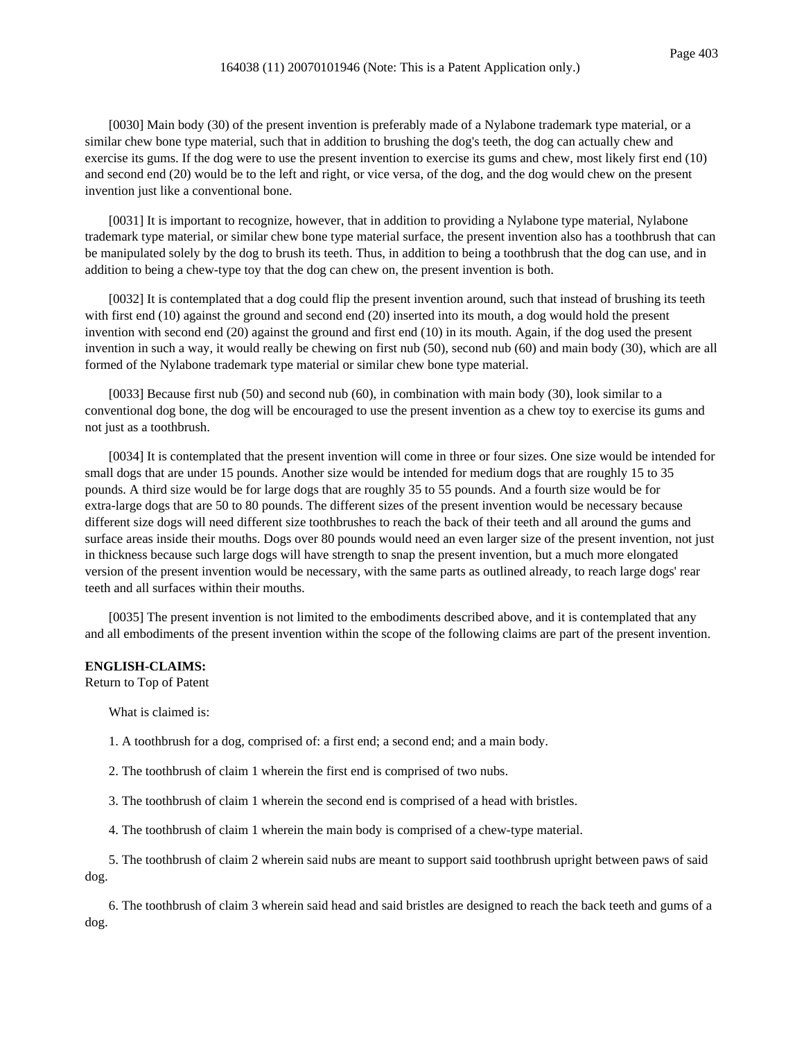[0030] Main body (30) of the present invention is preferably made of a Nylabone trademark type material, or a similar chew bone type material, such that in addition to brushing the dog's teeth, the dog can actually chew and exercise its gums. If the dog were to use the present invention to exercise its gums and chew, most likely first end (10) and second end (20) would be to the left and right, or vice versa, of the dog, and the dog would chew on the present invention just like a conventional bone.

[0031] It is important to recognize, however, that in addition to providing a Nylabone type material, Nylabone trademark type material, or similar chew bone type material surface, the present invention also has a toothbrush that can be manipulated solely by the dog to brush its teeth. Thus, in addition to being a toothbrush that the dog can use, and in addition to being a chew-type toy that the dog can chew on, the present invention is both.

[0032] It is contemplated that a dog could flip the present invention around, such that instead of brushing its teeth with first end (10) against the ground and second end (20) inserted into its mouth, a dog would hold the present invention with second end (20) against the ground and first end (10) in its mouth. Again, if the dog used the present invention in such a way, it would really be chewing on first nub (50), second nub (60) and main body (30), which are all formed of the Nylabone trademark type material or similar chew bone type material.

[0033] Because first nub (50) and second nub (60), in combination with main body (30), look similar to a conventional dog bone, the dog will be encouraged to use the present invention as a chew toy to exercise its gums and not just as a toothbrush.

[0034] It is contemplated that the present invention will come in three or four sizes. One size would be intended for small dogs that are under 15 pounds. Another size would be intended for medium dogs that are roughly 15 to 35 pounds. A third size would be for large dogs that are roughly 35 to 55 pounds. And a fourth size would be for extra-large dogs that are 50 to 80 pounds. The different sizes of the present invention would be necessary because different size dogs will need different size toothbrushes to reach the back of their teeth and all around the gums and surface areas inside their mouths. Dogs over 80 pounds would need an even larger size of the present invention, not just in thickness because such large dogs will have strength to snap the present invention, but a much more elongated version of the present invention would be necessary, with the same parts as outlined already, to reach large dogs' rear teeth and all surfaces within their mouths.

[0035] The present invention is not limited to the embodiments described above, and it is contemplated that any and all embodiments of the present invention within the scope of the following claims are part of the present invention.

**ENGLISH-CLAIMS:**
Return to Top of Patent

What is claimed is:

1. A toothbrush for a dog, comprised of: a first end; a second end; and a main body.

2. The toothbrush of claim 1 wherein the first end is comprised of two nubs.

3. The toothbrush of claim 1 wherein the second end is comprised of a head with bristles.

4. The toothbrush of claim 1 wherein the main body is comprised of a chew-type material.

5. The toothbrush of claim 2 wherein said nubs are meant to support said toothbrush upright between paws of said dog.

6. The toothbrush of claim 3 wherein said head and said bristles are designed to reach the back teeth and gums of a dog.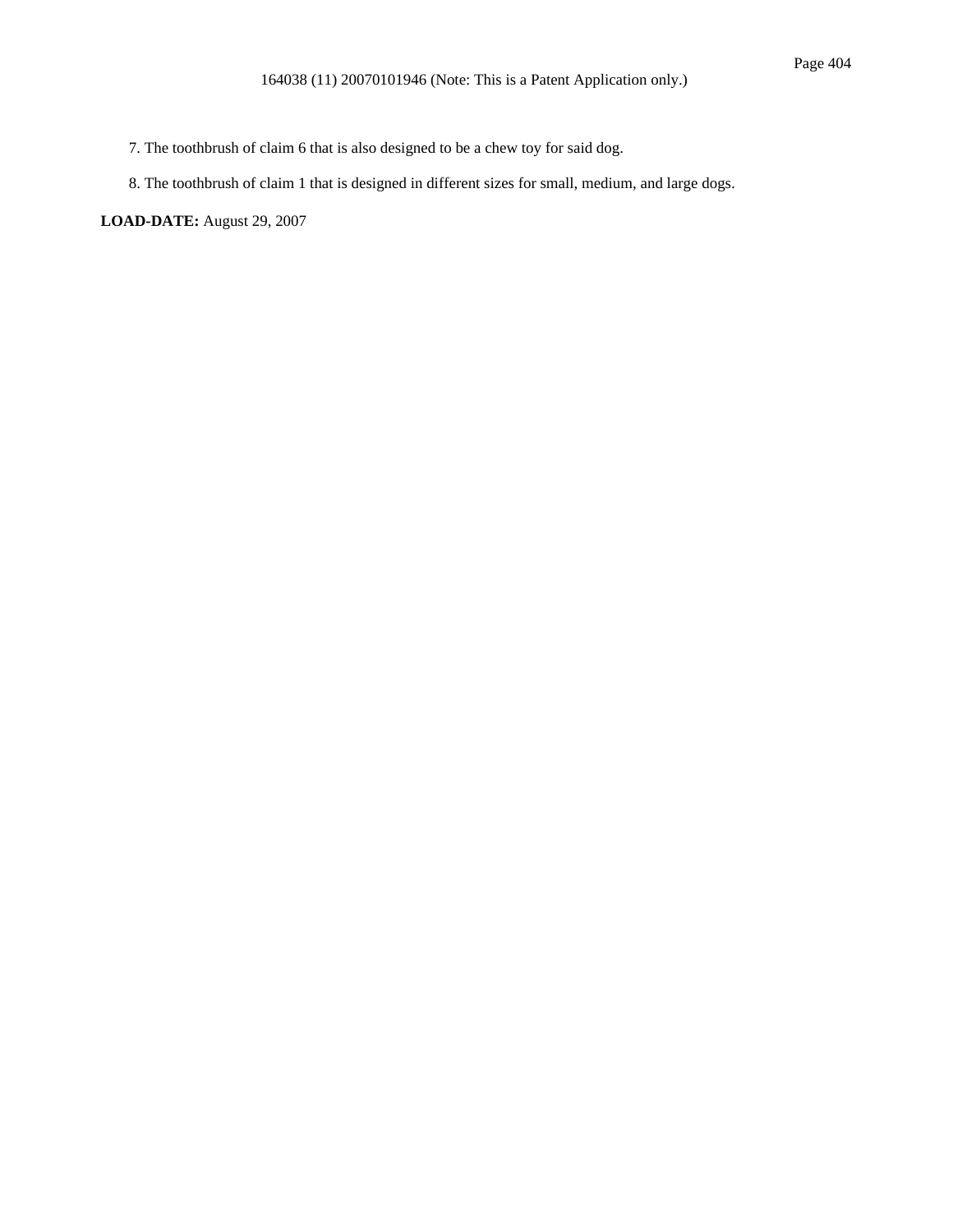7. The toothbrush of claim 6 that is also designed to be a chew toy for said dog.

8. The toothbrush of claim 1 that is designed in different sizes for small, medium, and large dogs.

**LOAD-DATE:** August 29, 2007